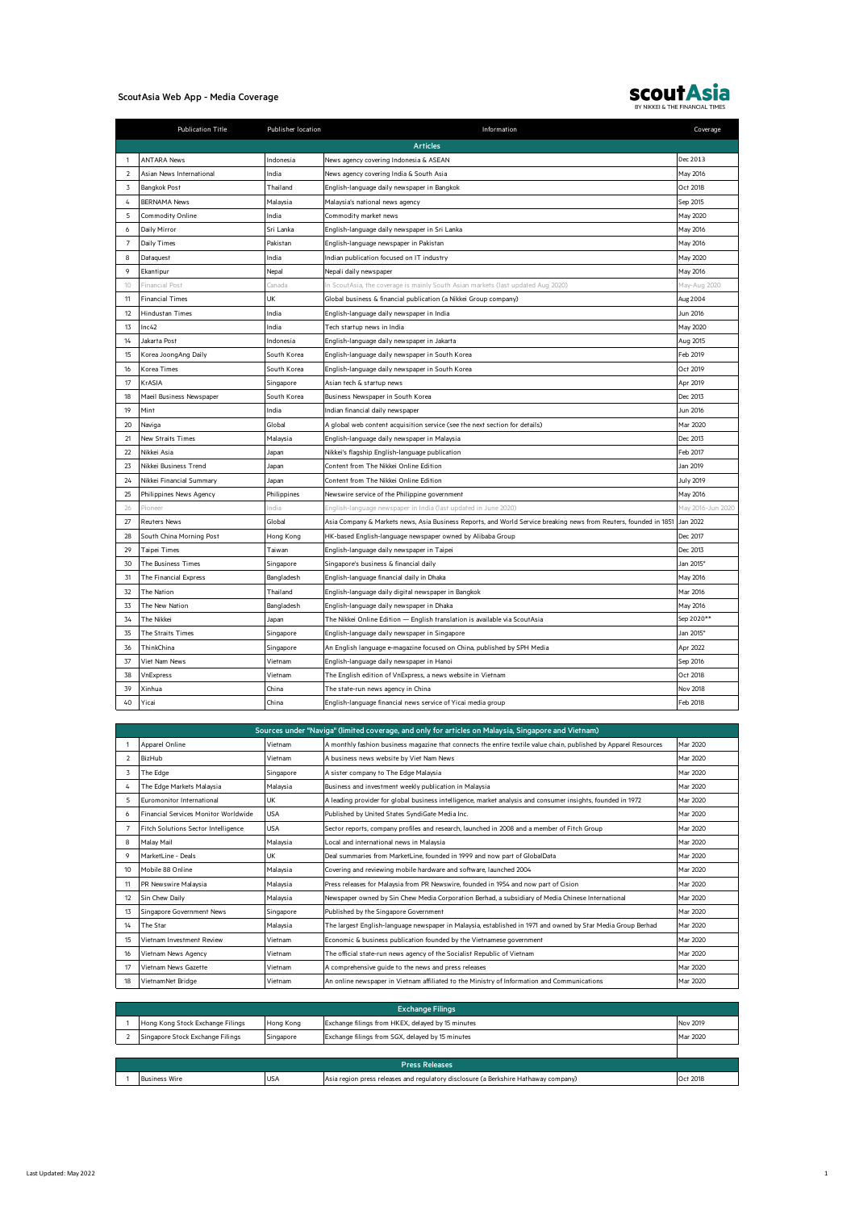## ScoutAsia Web App - Media Coverage

scoutAsia BY NIKKEI & THE FINANCIAL TIMES

| | Publication Title | Publisher location | Information | Coverage |
|---|---|---|---|---|
| | | | **Articles** | |
| 1 | ANTARA News | Indonesia | News agency covering Indonesia & ASEAN | Dec 2013 |
| 2 | Asian News International | India | News agency covering India & South Asia | May 2016 |
| 3 | Bangkok Post | Thailand | English-language daily newspaper in Bangkok | Oct 2018 |
| 4 | BERNAMA News | Malaysia | Malaysia's national news agency | Sep 2015 |
| 5 | Commodity Online | India | Commodity market news | May 2020 |
| 6 | Daily Mirror | Sri Lanka | English-language daily newspaper in Sri Lanka | May 2016 |
| 7 | Daily Times | Pakistan | English-language newspaper in Pakistan | May 2016 |
| 8 | Dataquest | India | Indian publication focused on IT industry | May 2020 |
| 9 | Ekantipur | Nepal | Nepali daily newspaper | May 2016 |
| 10 | Financial Post | Canada | In ScoutAsia, the coverage is mainly South Asian markets (last updated Aug 2020) | May-Aug 2020 |
| 11 | Financial Times | UK | Global business & financial publication (a Nikkei Group company) | Aug 2004 |
| 12 | Hindustan Times | India | English-language daily newspaper in India | Jun 2016 |
| 13 | Inc42 | India | Tech startup news in India | May 2020 |
| 14 | Jakarta Post | Indonesia | English-language daily newspaper in Jakarta | Aug 2015 |
| 15 | Korea JoongAng Daily | South Korea | English-language daily newspaper in South Korea | Feb 2019 |
| 16 | Korea Times | South Korea | English-language daily newspaper in South Korea | Oct 2019 |
| 17 | KrASIA | Singapore | Asian tech & startup news | Apr 2019 |
| 18 | Maeil Business Newspaper | South Korea | Business Newspaper in South Korea | Dec 2013 |
| 19 | Mint | India | Indian financial daily newspaper | Jun 2016 |
| 20 | Naviga | Global | A global web content acquisition service (see the next section for details) | Mar 2020 |
| 21 | New Straits Times | Malaysia | English-language daily newspaper in Malaysia | Dec 2013 |
| 22 | Nikkei Asia | Japan | Nikkei's flagship English-language publication | Feb 2017 |
| 23 | Nikkei Business Trend | Japan | Content from The Nikkei Online Edition | Jan 2019 |
| 24 | Nikkei Financial Summary | Japan | Content from The Nikkei Online Edition | July 2019 |
| 25 | Philippines News Agency | Philippines | Newswire service of the Philippine government | May 2016 |
| 26 | Pioneer | India | English-language newspaper in India (last updated in June 2020) | May 2016-Jun 2020 |
| 27 | Reuters News | Global | Asia Company & Markets news, Asia Business Reports, and World Service breaking news from Reuters, founded in 1851 | Jan 2022 |
| 28 | South China Morning Post | Hong Kong | HK-based English-language newspaper owned by Alibaba Group | Dec 2017 |
| 29 | Taipei Times | Taiwan | English-language daily newspaper in Taipei | Dec 2013 |
| 30 | The Business Times | Singapore | Singapore's business & financial daily | Jan 2015* |
| 31 | The Financial Express | Bangladesh | English-language financial daily in Dhaka | May 2016 |
| 32 | The Nation | Thailand | English-language daily digital newspaper in Bangkok | Mar 2016 |
| 33 | The New Nation | Bangladesh | English-language daily newspaper in Dhaka | May 2016 |
| 34 | The Nikkei | Japan | The Nikkei Online Edition — English translation is available via ScoutAsia | Sep 2020** |
| 35 | The Straits Times | Singapore | English-language daily newspaper in Singapore | Jan 2015* |
| 36 | ThinkChina | Singapore | An English language e-magazine focused on China, published by SPH Media | Apr 2022 |
| 37 | Viet Nam News | Vietnam | English-language daily newspaper in Hanoi | Sep 2016 |
| 38 | VnExpress | Vietnam | The English edition of VnExpress, a news website in Vietnam | Oct 2018 |
| 39 | Xinhua | China | The state-run news agency in China | Nov 2018 |
| 40 | Yicai | China | English-language financial news service of Yicai media group | Feb 2018 |

| | Sources under "Naviga" (limited coverage, and only for articles on Malaysia, Singapore and Vietnam) | | | |
|---|---|---|---|---|
| 1 | Apparel Online | Vietnam | A monthly fashion business magazine that connects the entire textile value chain, published by Apparel Resources | Mar 2020 |
| 2 | BizHub | Vietnam | A business news website by Viet Nam News | Mar 2020 |
| 3 | The Edge | Singapore | A sister company to The Edge Malaysia | Mar 2020 |
| 4 | The Edge Markets Malaysia | Malaysia | Business and investment weekly publication in Malaysia | Mar 2020 |
| 5 | Euromonitor International | UK | A leading provider for global business intelligence, market analysis and consumer insights, founded in 1972 | Mar 2020 |
| 6 | Financial Services Monitor Worldwide | USA | Published by United States SyndiGate Media Inc. | Mar 2020 |
| 7 | Fitch Solutions Sector Intelligence | USA | Sector reports, company profiles and research, launched in 2008 and a member of Fitch Group | Mar 2020 |
| 8 | Malay Mail | Malaysia | Local and international news in Malaysia | Mar 2020 |
| 9 | MarketLine - Deals | UK | Deal summaries from MarketLine, founded in 1999 and now part of GlobalData | Mar 2020 |
| 10 | Mobile 88 Online | Malaysia | Covering and reviewing mobile hardware and software, launched 2004 | Mar 2020 |
| 11 | PR Newswire Malaysia | Malaysia | Press releases for Malaysia from PR Newswire, founded in 1954 and now part of Cision | Mar 2020 |
| 12 | Sin Chew Daily | Malaysia | Newspaper owned by Sin Chew Media Corporation Berhad, a subsidiary of Media Chinese International | Mar 2020 |
| 13 | Singapore Government News | Singapore | Published by the Singapore Government | Mar 2020 |
| 14 | The Star | Malaysia | The largest English-language newspaper in Malaysia, established in 1971 and owned by Star Media Group Berhad | Mar 2020 |
| 15 | Vietnam Investment Review | Vietnam | Economic & business publication founded by the Vietnamese government | Mar 2020 |
| 16 | Vietnam News Agency | Vietnam | The official state-run news agency of the Socialist Republic of Vietnam | Mar 2020 |
| 17 | Vietnam News Gazette | Vietnam | A comprehensive guide to the news and press releases | Mar 2020 |
| 18 | VietnamNet Bridge | Vietnam | An online newspaper in Vietnam affiliated to the Ministry of Information and Communications | Mar 2020 |

| | | | Exchange Filings | |
|---|---|---|---|---|
| 1 | Hong Kong Stock Exchange Filings | Hong Kong | Exchange filings from HKEX, delayed by 15 minutes | Nov 2019 |
| 2 | Singapore Stock Exchange Filings | Singapore | Exchange filings from SGX, delayed by 15 minutes | Mar 2020 |

| | | | Press Releases | |
|---|---|---|---|---|
| 1 | Business Wire | USA | Asia region press releases and regulatory disclosure (a Berkshire Hathaway company) | Oct 2018 |

Last Updated: May 2022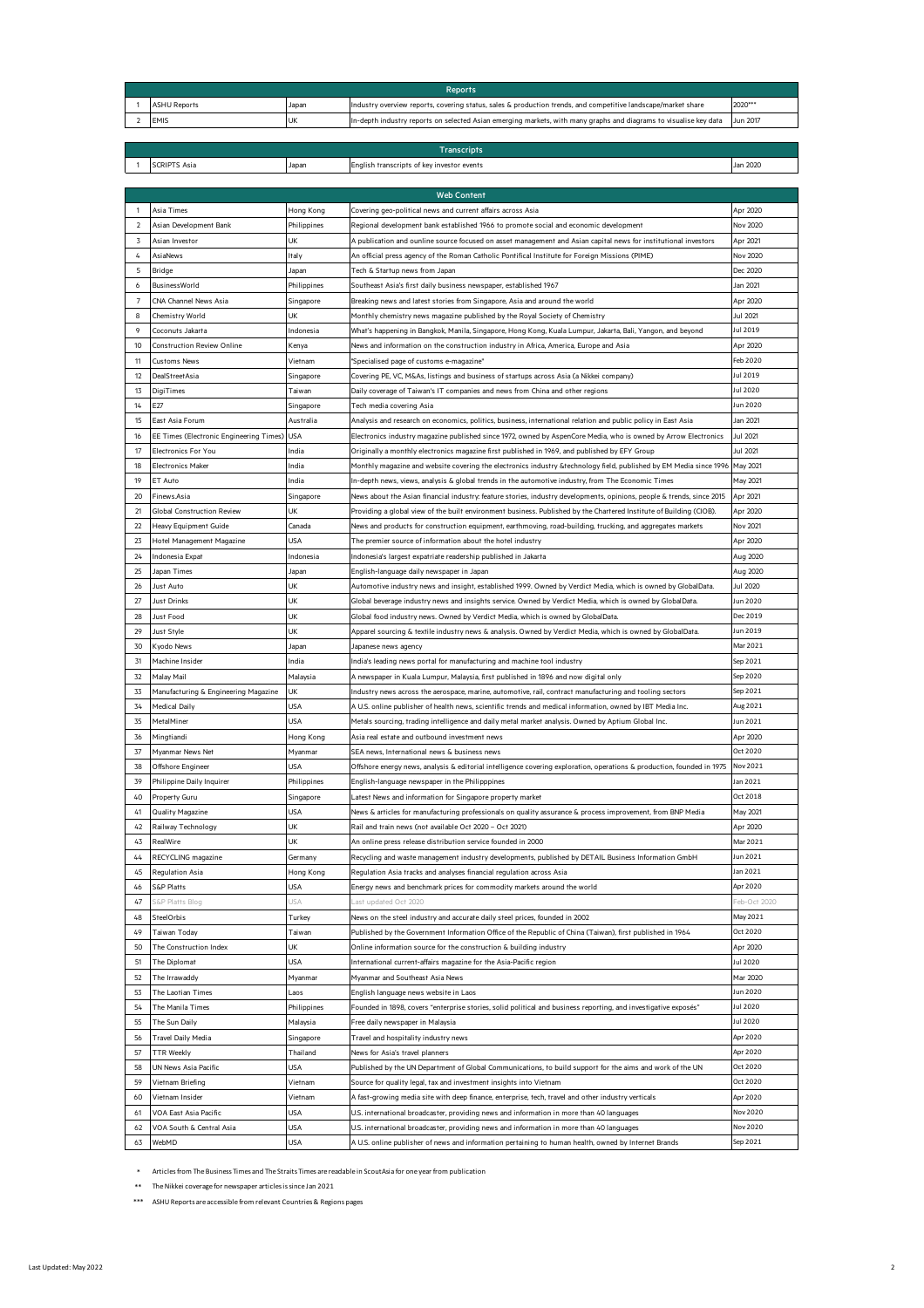| Reports | | | | |
|---|---|---|---|---|
| 1 | ASHU Reports | Japan | Industry overview reports, covering status, sales & production trends, and competitive landscape/market share | 2020*** |
| 2 | EMIS | UK | In-depth industry reports on selected Asian emerging markets, with many graphs and diagrams to visualise key data | Jun 2017 |

| Transcripts | | | | |
|---|---|---|---|---|
| 1 | SCRIPTS Asia | Japan | English transcripts of key investor events | Jan 2020 |

| Web Content | | | | |
|---|---|---|---|---|
| 1 | Asia Times | Hong Kong | Covering geo-political news and current affairs across Asia | Apr 2020 |
| 2 | Asian Development Bank | Philippines | Regional development bank established 1966 to promote social and economic development | Nov 2020 |
| 3 | Asian Investor | UK | A publication and ounline source focused on asset management and Asian capital news for institutional investors | Apr 2021 |
| 4 | AsiaNews | Italy | An official press agency of the Roman Catholic Pontifical Institute for Foreign Missions (PIME) | Nov 2020 |
| 5 | Bridge | Japan | Tech & Startup news from Japan | Dec 2020 |
| 6 | BusinessWorld | Philippines | Southeast Asia's first daily business newspaper, established 1967 | Jan 2021 |
| 7 | CNA Channel News Asia | Singapore | Breaking news and latest stories from Singapore, Asia and around the world | Apr 2020 |
| 8 | Chemistry World | UK | Monthly chemistry news magazine published by the Royal Society of Chemistry | Jul 2021 |
| 9 | Coconuts Jakarta | Indonesia | What's happening in Bangkok, Manila, Singapore, Hong Kong, Kuala Lumpur, Jakarta, Bali, Yangon, and beyond | Jul 2019 |
| 10 | Construction Review Online | Kenya | News and information on the construction industry in Africa, America, Europe and Asia | Apr 2020 |
| 11 | Customs News | Vietnam | "Specialised page of customs e-magazine" | Feb 2020 |
| 12 | DealStreetAsia | Singapore | Covering PE, VC, M&As, listings and business of startups across Asia (a Nikkei company) | Jul 2019 |
| 13 | DigiTimes | Taiwan | Daily coverage of Taiwan's IT companies and news from China and other regions | Jul 2020 |
| 14 | E27 | Singapore | Tech media covering Asia | Jun 2020 |
| 15 | East Asia Forum | Australia | Analysis and research on economics, politics, business, international relation and public policy in East Asia | Jan 2021 |
| 16 | EE Times (Electronic Engineering Times) | USA | Electronics industry magazine published since 1972, owned by AspenCore Media, who is owned by Arrow Electronics | Jul 2021 |
| 17 | Electronics For You | India | Originally a monthly electronics magazine first published in 1969, and published by EFY Group | Jul 2021 |
| 18 | Electronics Maker | India | Monthly magazine and website covering the electronics industry &technology field, published by EM Media since 1996 | May 2021 |
| 19 | ET Auto | India | In-depth news, views, analysis & global trends in the automotive industry, from The Economic Times | May 2021 |
| 20 | Finews.Asia | Singapore | News about the Asian financial industry: feature stories, industry developments, opinions, people & trends, since 2015 | Apr 2021 |
| 21 | Global Construction Review | UK | Providing a global view of the built environment business. Published by the Chartered Institute of Building (CIOB). | Apr 2020 |
| 22 | Heavy Equipment Guide | Canada | News and products for construction equipment, earthmoving, road-building, trucking, and aggregates markets | Nov 2021 |
| 23 | Hotel Management Magazine | USA | The premier source of information about the hotel industry | Apr 2020 |
| 24 | Indonesia Expat | Indonesia | Indonesia's largest expatriate readership published in Jakarta | Aug 2020 |
| 25 | Japan Times | Japan | English-language daily newspaper in Japan | Aug 2020 |
| 26 | Just Auto | UK | Automotive industry news and insight, established 1999. Owned by Verdict Media, which is owned by GlobalData. | Jul 2020 |
| 27 | Just Drinks | UK | Global beverage industry news and insights service. Owned by Verdict Media, which is owned by GlobalData. | Jun 2020 |
| 28 | Just Food | UK | Global food industry news. Owned by Verdict Media, which is owned by GlobalData. | Dec 2019 |
| 29 | Just Style | UK | Apparel sourcing & textile industry news & analysis. Owned by Verdict Media, which is owned by GlobalData. | Jun 2019 |
| 30 | Kyodo News | Japan | Japanese news agency | Mar 2021 |
| 31 | Machine Insider | India | India's leading news portal for manufacturing and machine tool industry | Sep 2021 |
| 32 | Malay Mail | Malaysia | A newspaper in Kuala Lumpur, Malaysia, first published in 1896 and now digital only | Sep 2020 |
| 33 | Manufacturing & Engineering Magazine | UK | Industry news across the aerospace, marine, automotive, rail, contract manufacturing and tooling sectors | Sep 2021 |
| 34 | Medical Daily | USA | A U.S. online publisher of health news, scientific trends and medical information, owned by IBT Media Inc. | Aug 2021 |
| 35 | MetalMiner | USA | Metals sourcing, trading intelligence and daily metal market analysis. Owned by Aptium Global Inc. | Jun 2021 |
| 36 | Mingtiandi | Hong Kong | Asia real estate and outbound investment news | Apr 2020 |
| 37 | Myanmar News Net | Myanmar | SEA news, International news & business news | Oct 2020 |
| 38 | Offshore Engineer | USA | Offshore energy news, analysis & editorial intelligence covering exploration, operations & production, founded in 1975 | Nov 2021 |
| 39 | Philippine Daily Inquirer | Philippines | English-language newspaper in the Philipppines | Jan 2021 |
| 40 | Property Guru | Singapore | Latest News and information for Singapore property market | Oct 2018 |
| 41 | Quality Magazine | USA | News & articles for manufacturing professionals on quality assurance & process improvement, from BNP Media | May 2021 |
| 42 | Railway Technology | UK | Rail and train news (not available Oct 2020 - Oct 2021) | Apr 2020 |
| 43 | RealWire | UK | An online press release distribution service founded in 2000 | Mar 2021 |
| 44 | RECYCLING magazine | Germany | Recycling and waste management industry developments, published by DETAIL Business Information GmbH | Jun 2021 |
| 45 | Regulation Asia | Hong Kong | Regulation Asia tracks and analyses financial regulation across Asia | Jan 2021 |
| 46 | S&P Platts | USA | Energy news and benchmark prices for commodity markets around the world | Apr 2020 |
| 47 | S&P Platts Blog | USA | Last updated Oct 2020 | Feb-Oct 2020 |
| 48 | SteelOrbis | Turkey | News on the steel industry and accurate daily steel prices, founded in 2002 | May 2021 |
| 49 | Taiwan Today | Taiwan | Published by the Government Information Office of the Republic of China (Taiwan), first published in 1964 | Oct 2020 |
| 50 | The Construction Index | UK | Online information source for the construction & building industry | Apr 2020 |
| 51 | The Diplomat | USA | International current-affairs magazine for the Asia-Pacific region | Jul 2020 |
| 52 | The Irrawaddy | Myanmar | Myanmar and Southeast Asia News | Mar 2020 |
| 53 | The Laotian Times | Laos | English language news website in Laos | Jun 2020 |
| 54 | The Manila Times | Philippines | Founded in 1898, covers "enterprise stories, solid political and business reporting, and investigative exposés" | Jul 2020 |
| 55 | The Sun Daily | Malaysia | Free daily newspaper in Malaysia | Jul 2020 |
| 56 | Travel Daily Media | Singapore | Travel and hospitality industry news | Apr 2020 |
| 57 | TTR Weekly | Thailand | News for Asia's travel planners | Apr 2020 |
| 58 | UN News Asia Pacific | USA | Published by the UN Department of Global Communications, to build support for the aims and work of the UN | Oct 2020 |
| 59 | Vietnam Briefing | Vietnam | Source for quality legal, tax and investment insights into Vietnam | Oct 2020 |
| 60 | Vietnam Insider | Vietnam | A fast-growing media site with deep finance, enterprise, tech, travel and other industry verticals | Apr 2020 |
| 61 | VOA East Asia Pacific | USA | U.S. international broadcaster, providing news and information in more than 40 languages | Nov 2020 |
| 62 | VOA South & Central Asia | USA | U.S. international broadcaster, providing news and information in more than 40 languages | Nov 2020 |
| 63 | WebMD | USA | A U.S. online publisher of news and information pertaining to human health, owned by Internet Brands | Sep 2021 |

\* Articles from The Business Times and The Straits Times are readable in ScoutAsia for one year from publication

\** The Nikkei coverage for newspaper articles is since Jan 2021

\*** ASHU Reports are accessible from relevant Countries & Regions pages

Last Updated: May 2022